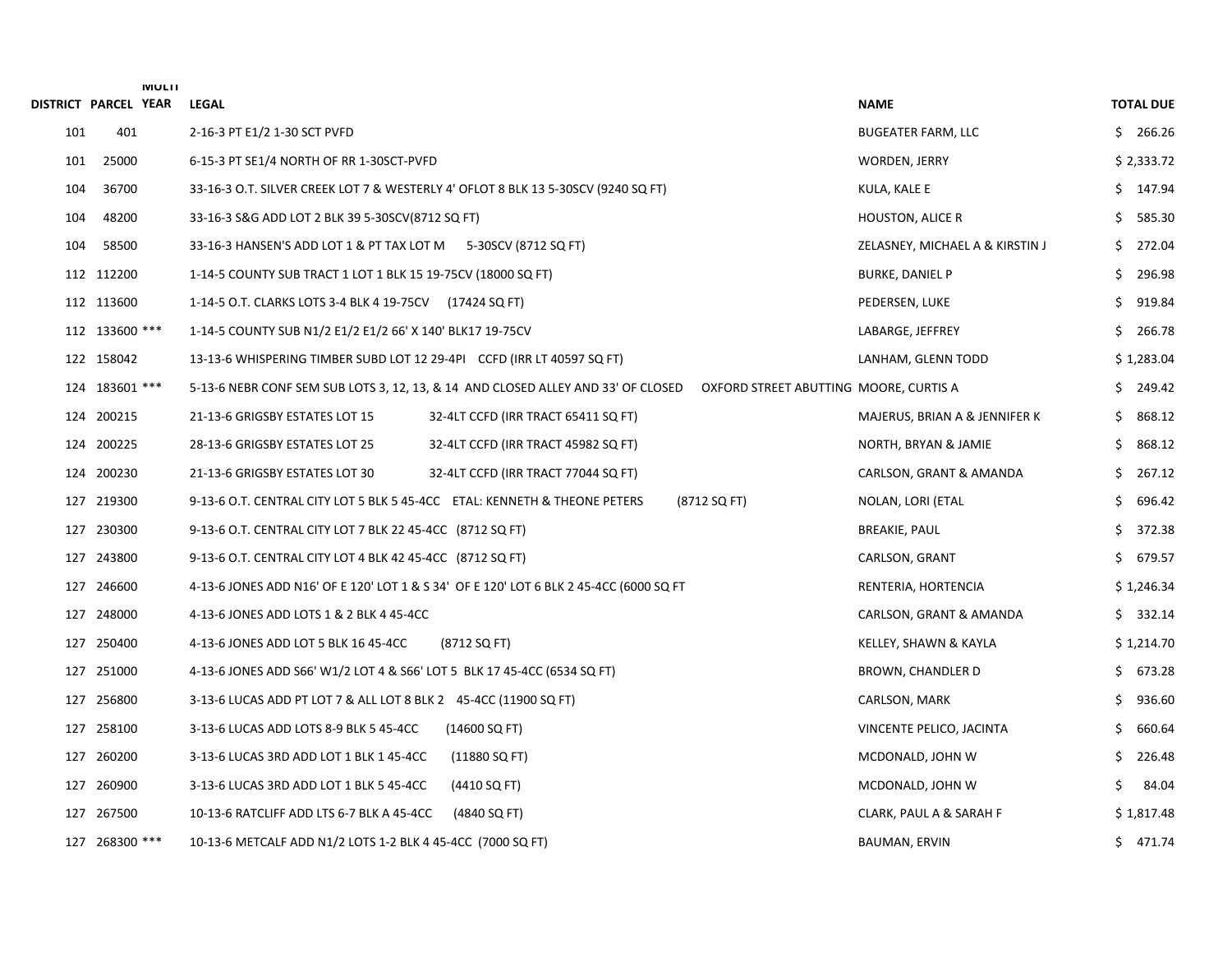| DISTRICT | PARCEL | MULTI YEAR | LEGAL | NAME | TOTAL DUE |
|---|---|---|---|---|---|
| 101 | 401 | | 2-16-3 PT E1/2 1-30 SCT PVFD | BUGEATER FARM, LLC | $ 266.26 |
| 101 | 25000 | | 6-15-3 PT SE1/4 NORTH OF RR 1-30SCT-PVFD | WORDEN, JERRY | $ 2,333.72 |
| 104 | 36700 | | 33-16-3 O.T. SILVER CREEK LOT 7 & WESTERLY 4' OFLOT 8 BLK 13 5-30SCV (9240 SQ FT) | KULA, KALE E | $ 147.94 |
| 104 | 48200 | | 33-16-3 S&G ADD LOT 2 BLK 39 5-30SCV(8712 SQ FT) | HOUSTON, ALICE R | $ 585.30 |
| 104 | 58500 | | 33-16-3 HANSEN'S ADD LOT 1 & PT TAX LOT M 5-30SCV (8712 SQ FT) | ZELASNEY, MICHAEL A & KIRSTIN J | $ 272.04 |
| 112 | 112200 | | 1-14-5 COUNTY SUB TRACT 1 LOT 1 BLK 15 19-75CV (18000 SQ FT) | BURKE, DANIEL P | $ 296.98 |
| 112 | 113600 | | 1-14-5 O.T. CLARKS LOTS 3-4 BLK 4 19-75CV (17424 SQ FT) | PEDERSEN, LUKE | $ 919.84 |
| 112 | 133600 | *** | 1-14-5 COUNTY SUB N1/2 E1/2 E1/2 66' X 140' BLK17 19-75CV | LABARGE, JEFFREY | $ 266.78 |
| 122 | 158042 | | 13-13-6 WHISPERING TIMBER SUBD LOT 12 29-4PI CCFD (IRR LT 40597 SQ FT) | LANHAM, GLENN TODD | $ 1,283.04 |
| 124 | 183601 | *** | 5-13-6 NEBR CONF SEM SUB LOTS 3, 12, 13, & 14 AND CLOSED ALLEY AND 33' OF CLOSED OXFORD STREET ABUTTING | MOORE, CURTIS A | $ 249.42 |
| 124 | 200215 | | 21-13-6 GRIGSBY ESTATES LOT 15 32-4LT CCFD (IRR TRACT 65411 SQ FT) | MAJERUS, BRIAN A & JENNIFER K | $ 868.12 |
| 124 | 200225 | | 28-13-6 GRIGSBY ESTATES LOT 25 32-4LT CCFD (IRR TRACT 45982 SQ FT) | NORTH, BRYAN & JAMIE | $ 868.12 |
| 124 | 200230 | | 21-13-6 GRIGSBY ESTATES LOT 30 32-4LT CCFD (IRR TRACT 77044 SQ FT) | CARLSON, GRANT & AMANDA | $ 267.12 |
| 127 | 219300 | | 9-13-6 O.T. CENTRAL CITY LOT 5 BLK 5 45-4CC ETAL: KENNETH & THEONE PETERS (8712 SQ FT) | NOLAN, LORI (ETAL | $ 696.42 |
| 127 | 230300 | | 9-13-6 O.T. CENTRAL CITY LOT 7 BLK 22 45-4CC (8712 SQ FT) | BREAKIE, PAUL | $ 372.38 |
| 127 | 243800 | | 9-13-6 O.T. CENTRAL CITY LOT 4 BLK 42 45-4CC (8712 SQ FT) | CARLSON, GRANT | $ 679.57 |
| 127 | 246600 | | 4-13-6 JONES ADD N16' OF E 120' LOT 1 & S 34' OF E 120' LOT 6 BLK 2 45-4CC (6000 SQ FT | RENTERIA, HORTENCIA | $ 1,246.34 |
| 127 | 248000 | | 4-13-6 JONES ADD LOTS 1 & 2 BLK 4 45-4CC | CARLSON, GRANT & AMANDA | $ 332.14 |
| 127 | 250400 | | 4-13-6 JONES ADD LOT 5 BLK 16 45-4CC (8712 SQ FT) | KELLEY, SHAWN & KAYLA | $ 1,214.70 |
| 127 | 251000 | | 4-13-6 JONES ADD S66' W1/2 LOT 4 & S66' LOT 5 BLK 17 45-4CC (6534 SQ FT) | BROWN, CHANDLER D | $ 673.28 |
| 127 | 256800 | | 3-13-6 LUCAS ADD PT LOT 7 & ALL LOT 8 BLK 2 45-4CC (11900 SQ FT) | CARLSON, MARK | $ 936.60 |
| 127 | 258100 | | 3-13-6 LUCAS ADD LOTS 8-9 BLK 5 45-4CC (14600 SQ FT) | VINCENTE PELICO, JACINTA | $ 660.64 |
| 127 | 260200 | | 3-13-6 LUCAS 3RD ADD LOT 1 BLK 1 45-4CC (11880 SQ FT) | MCDONALD, JOHN W | $ 226.48 |
| 127 | 260900 | | 3-13-6 LUCAS 3RD ADD LOT 1 BLK 5 45-4CC (4410 SQ FT) | MCDONALD, JOHN W | $ 84.04 |
| 127 | 267500 | | 10-13-6 RATCLIFF ADD LTS 6-7 BLK A 45-4CC (4840 SQ FT) | CLARK, PAUL A & SARAH F | $ 1,817.48 |
| 127 | 268300 | *** | 10-13-6 METCALF ADD N1/2 LOTS 1-2 BLK 4 45-4CC (7000 SQ FT) | BAUMAN, ERVIN | $ 471.74 |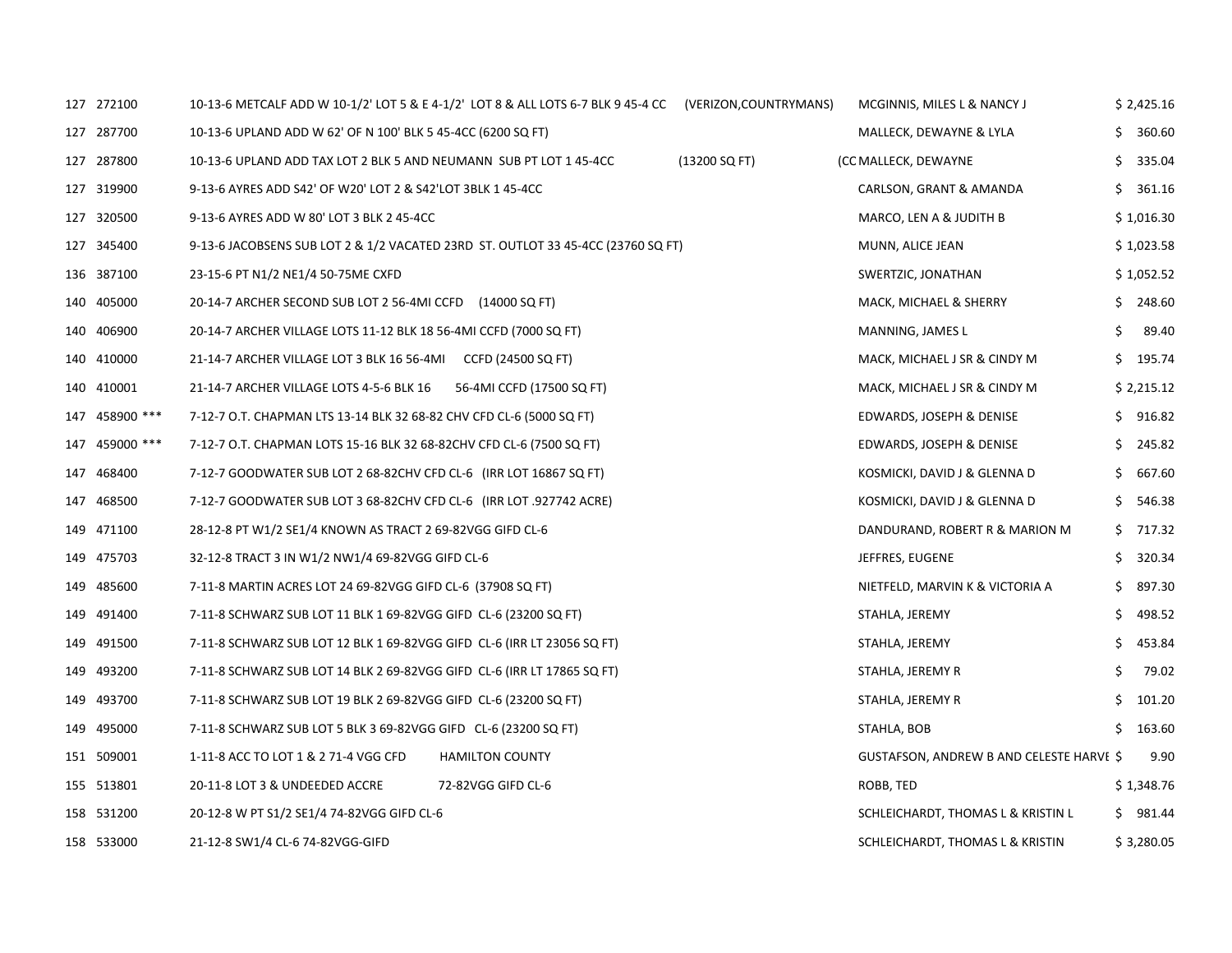| | | | | |
|---|---|---|---|---|
| 127 | 272100 | 10-13-6 METCALF ADD W 10-1/2' LOT 5 & E 4-1/2' LOT 8 & ALL LOTS 6-7 BLK 9 45-4 CC (VERIZON,COUNTRYMANS) | MCGINNIS, MILES L & NANCY J | $ 2,425.16 |
| 127 | 287700 | 10-13-6 UPLAND ADD W 62' OF N 100' BLK 5 45-4CC (6200 SQ FT) | MALLECK, DEWAYNE & LYLA | $ 360.60 |
| 127 | 287800 | 10-13-6 UPLAND ADD TAX LOT 2 BLK 5 AND NEUMANN SUB PT LOT 1 45-4CC (13200 SQ FT) (CC | MALLECK, DEWAYNE | $ 335.04 |
| 127 | 319900 | 9-13-6 AYRES ADD S42' OF W20' LOT 2 & S42'LOT 3BLK 1 45-4CC | CARLSON, GRANT & AMANDA | $ 361.16 |
| 127 | 320500 | 9-13-6 AYRES ADD W 80' LOT 3 BLK 2 45-4CC | MARCO, LEN A & JUDITH B | $ 1,016.30 |
| 127 | 345400 | 9-13-6 JACOBSENS SUB LOT 2 & 1/2 VACATED 23RD ST. OUTLOT 33 45-4CC (23760 SQ FT) | MUNN, ALICE JEAN | $ 1,023.58 |
| 136 | 387100 | 23-15-6 PT N1/2 NE1/4 50-75ME CXFD | SWERTZIC, JONATHAN | $ 1,052.52 |
| 140 | 405000 | 20-14-7 ARCHER SECOND SUB LOT 2 56-4MI CCFD (14000 SQ FT) | MACK, MICHAEL & SHERRY | $ 248.60 |
| 140 | 406900 | 20-14-7 ARCHER VILLAGE LOTS 11-12 BLK 18 56-4MI CCFD (7000 SQ FT) | MANNING, JAMES L | $ 89.40 |
| 140 | 410000 | 21-14-7 ARCHER VILLAGE LOT 3 BLK 16 56-4MI CCFD (24500 SQ FT) | MACK, MICHAEL J SR & CINDY M | $ 195.74 |
| 140 | 410001 | 21-14-7 ARCHER VILLAGE LOTS 4-5-6 BLK 16 56-4MI CCFD (17500 SQ FT) | MACK, MICHAEL J SR & CINDY M | $ 2,215.12 |
| 147 | 458900 *** | 7-12-7 O.T. CHAPMAN LTS 13-14 BLK 32 68-82 CHV CFD CL-6 (5000 SQ FT) | EDWARDS, JOSEPH & DENISE | $ 916.82 |
| 147 | 459000 *** | 7-12-7 O.T. CHAPMAN LOTS 15-16 BLK 32 68-82CHV CFD CL-6 (7500 SQ FT) | EDWARDS, JOSEPH & DENISE | $ 245.82 |
| 147 | 468400 | 7-12-7 GOODWATER SUB LOT 2 68-82CHV CFD CL-6 (IRR LOT 16867 SQ FT) | KOSMICKI, DAVID J & GLENNA D | $ 667.60 |
| 147 | 468500 | 7-12-7 GOODWATER SUB LOT 3 68-82CHV CFD CL-6 (IRR LOT .927742 ACRE) | KOSMICKI, DAVID J & GLENNA D | $ 546.38 |
| 149 | 471100 | 28-12-8 PT W1/2 SE1/4 KNOWN AS TRACT 2 69-82VGG GIFD CL-6 | DANDURAND, ROBERT R & MARION M | $ 717.32 |
| 149 | 475703 | 32-12-8 TRACT 3 IN W1/2 NW1/4 69-82VGG GIFD CL-6 | JEFFRES, EUGENE | $ 320.34 |
| 149 | 485600 | 7-11-8 MARTIN ACRES LOT 24 69-82VGG GIFD CL-6 (37908 SQ FT) | NIETFELD, MARVIN K & VICTORIA A | $ 897.30 |
| 149 | 491400 | 7-11-8 SCHWARZ SUB LOT 11 BLK 1 69-82VGG GIFD CL-6 (23200 SQ FT) | STAHLA, JEREMY | $ 498.52 |
| 149 | 491500 | 7-11-8 SCHWARZ SUB LOT 12 BLK 1 69-82VGG GIFD CL-6 (IRR LT 23056 SQ FT) | STAHLA, JEREMY | $ 453.84 |
| 149 | 493200 | 7-11-8 SCHWARZ SUB LOT 14 BLK 2 69-82VGG GIFD CL-6 (IRR LT 17865 SQ FT) | STAHLA, JEREMY R | $ 79.02 |
| 149 | 493700 | 7-11-8 SCHWARZ SUB LOT 19 BLK 2 69-82VGG GIFD CL-6 (23200 SQ FT) | STAHLA, JEREMY R | $ 101.20 |
| 149 | 495000 | 7-11-8 SCHWARZ SUB LOT 5 BLK 3 69-82VGG GIFD CL-6 (23200 SQ FT) | STAHLA, BOB | $ 163.60 |
| 151 | 509001 | 1-11-8 ACC TO LOT 1 & 2 71-4 VGG CFD HAMILTON COUNTY | GUSTAFSON, ANDREW B AND CELESTE HARVE | $ 9.90 |
| 155 | 513801 | 20-11-8 LOT 3 & UNDEEDED ACCRE 72-82VGG GIFD CL-6 | ROBB, TED | $ 1,348.76 |
| 158 | 531200 | 20-12-8 W PT S1/2 SE1/4 74-82VGG GIFD CL-6 | SCHLEICHARDT, THOMAS L & KRISTIN L | $ 981.44 |
| 158 | 533000 | 21-12-8 SW1/4 CL-6 74-82VGG-GIFD | SCHLEICHARDT, THOMAS L & KRISTIN | $ 3,280.05 |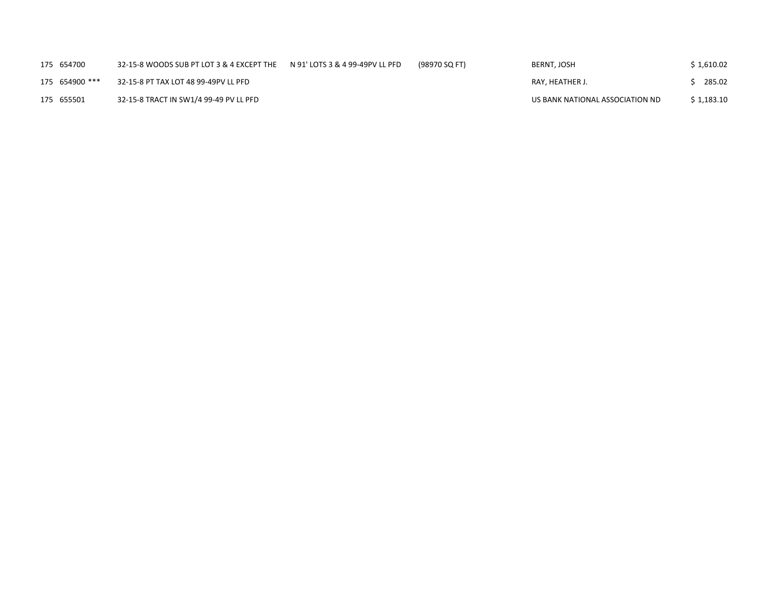| | | | | | | |
|---|---|---|---|---|---|---|
| 175 | 654700 | 32-15-8 WOODS SUB PT LOT 3 & 4 EXCEPT THE | N 91' LOTS 3 & 4 99-49PV LL PFD | (98970 SQ FT) | BERNT, JOSH | $ 1,610.02 |
| 175 | 654900 *** | 32-15-8 PT TAX LOT 48 99-49PV LL PFD | | | RAY, HEATHER J. | $ 285.02 |
| 175 | 655501 | 32-15-8 TRACT IN SW1/4 99-49 PV LL PFD | | | US BANK NATIONAL ASSOCIATION ND | $ 1,183.10 |